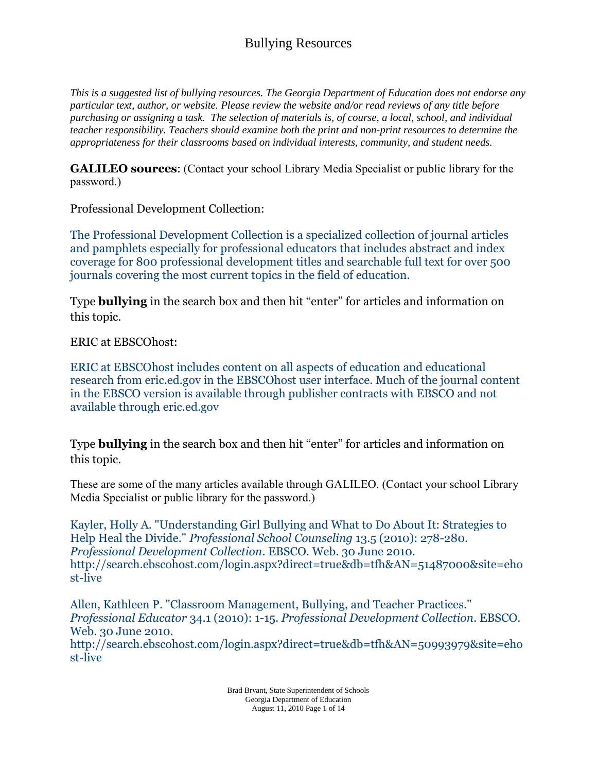# Bullying Resources

*This is a suggested list of bullying resources. The Georgia Department of Education does not endorse any particular text, author, or website. Please review the website and/or read reviews of any title before purchasing or assigning a task. The selection of materials is, of course, a local, school, and individual teacher responsibility. Teachers should examine both the print and non-print resources to determine the appropriateness for their classrooms based on individual interests, community, and student needs.*

**GALILEO sources**: (Contact your school Library Media Specialist or public library for the password.)

Professional Development Collection:

The Professional Development Collection is a specialized collection of journal articles and pamphlets especially for professional educators that includes abstract and index coverage for 800 professional development titles and searchable full text for over 500 journals covering the most current topics in the field of education.

Type **bullying** in the search box and then hit "enter" for articles and information on this topic.

ERIC at EBSCOhost:

ERIC at EBSCOhost includes content on all aspects of education and educational research from eric.ed.gov in the EBSCOhost user interface. Much of the journal content in the EBSCO version is available through publisher contracts with EBSCO and not available through eric.ed.gov

Type **bullying** in the search box and then hit "enter" for articles and information on this topic.

These are some of the many articles available through GALILEO. (Contact your school Library Media Specialist or public library for the password.)

Kayler, Holly A. "Understanding Girl Bullying and What to Do About It: Strategies to Help Heal the Divide." *Professional School Counseling* 13.5 (2010): 278-280. *Professional Development Collection*. EBSCO. Web. 30 June 2010. http://search.ebscohost.com/login.aspx?direct=true&db=tfh&AN=51487000&site=ehost-live

Allen, Kathleen P. "Classroom Management, Bullying, and Teacher Practices." *Professional Educator* 34.1 (2010): 1-15. *Professional Development Collection*. EBSCO. Web. 30 June 2010. http://search.ebscohost.com/login.aspx?direct=true&db=tfh&AN=50993979&site=ehost-live

Brad Bryant, State Superintendent of Schools
Georgia Department of Education
August 11, 2010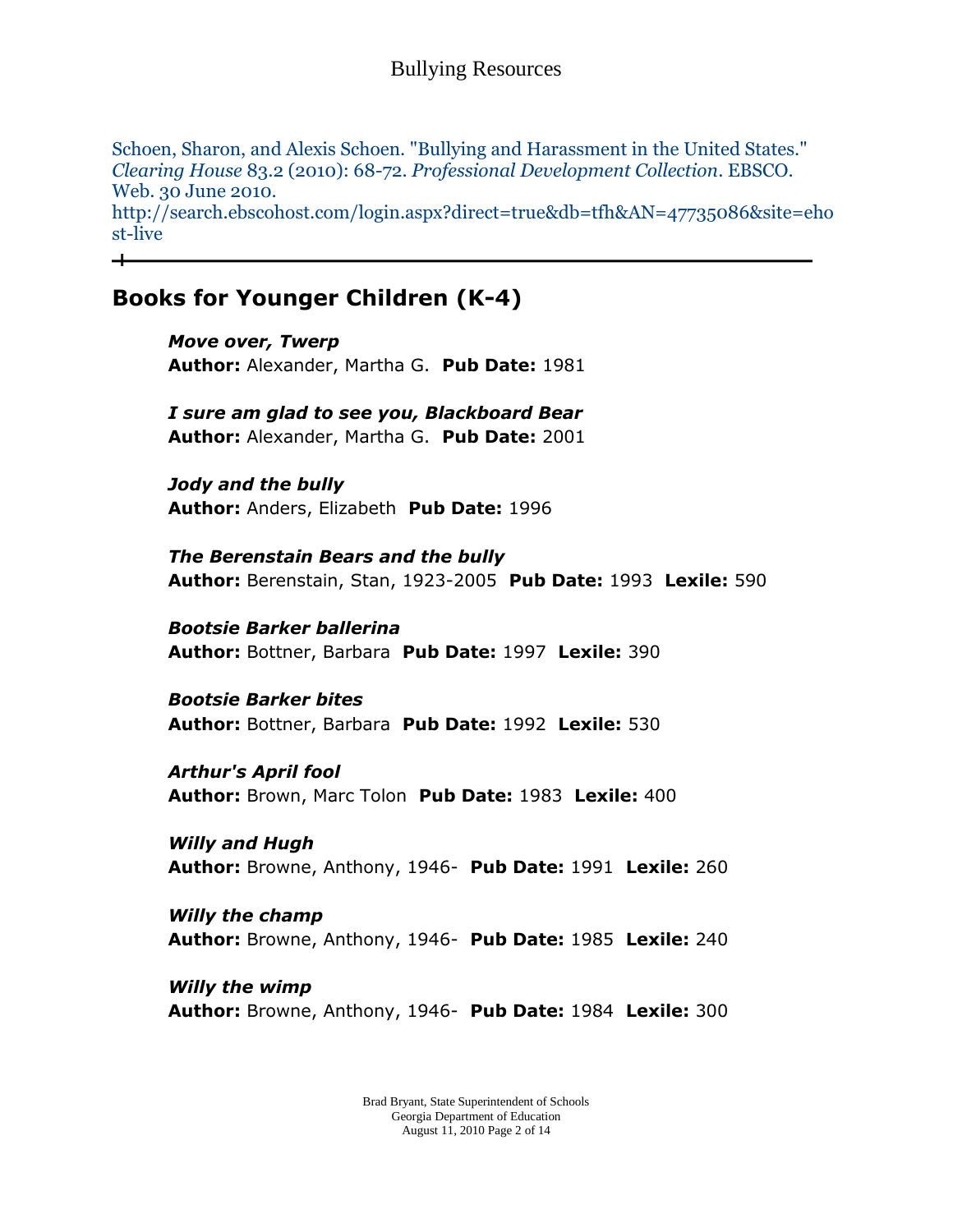Schoen, Sharon, and Alexis Schoen. "Bullying and Harassment in the United States." *Clearing House* 83.2 (2010): 68-72. *Professional Development Collection*. EBSCO. Web. 30 June 2010. http://search.ebscohost.com/login.aspx?direct=true&db=tfh&AN=47735086&site=ehost-live

---

## Books for Younger Children (K-4)

***Move over, Twerp***
**Author:** Alexander, Martha G. **Pub Date:** 1981

***I sure am glad to see you, Blackboard Bear***
**Author:** Alexander, Martha G. **Pub Date:** 2001

***Jody and the bully***
**Author:** Anders, Elizabeth **Pub Date:** 1996

***The Berenstain Bears and the bully***
**Author:** Berenstain, Stan, 1923-2005 **Pub Date:** 1993 **Lexile:** 590

***Bootsie Barker ballerina***
**Author:** Bottner, Barbara **Pub Date:** 1997 **Lexile:** 390

***Bootsie Barker bites***
**Author:** Bottner, Barbara **Pub Date:** 1992 **Lexile:** 530

***Arthur's April fool***
**Author:** Brown, Marc Tolon **Pub Date:** 1983 **Lexile:** 400

***Willy and Hugh***
**Author:** Browne, Anthony, 1946- **Pub Date:** 1991 **Lexile:** 260

***Willy the champ***
**Author:** Browne, Anthony, 1946- **Pub Date:** 1985 **Lexile:** 240

***Willy the wimp***
**Author:** Browne, Anthony, 1946- **Pub Date:** 1984 **Lexile:** 300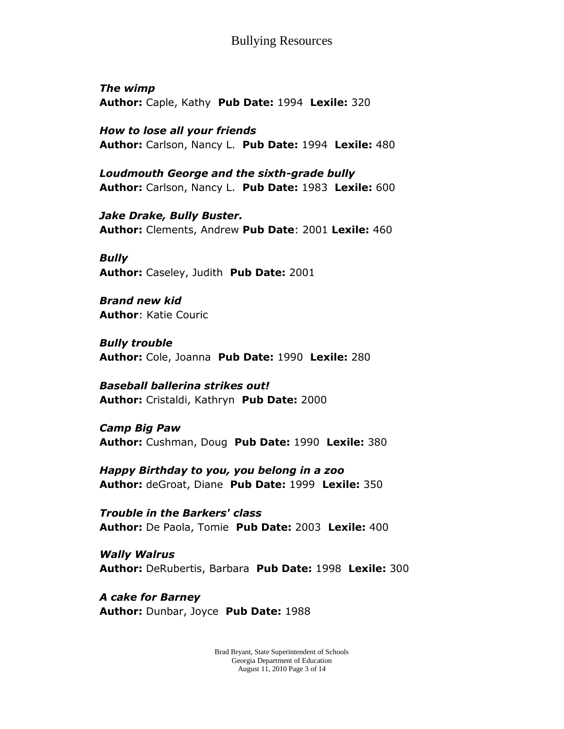***The wimp***
**Author:** Caple, Kathy **Pub Date:** 1994 **Lexile:** 320

***How to lose all your friends***
**Author:** Carlson, Nancy L. **Pub Date:** 1994 **Lexile:** 480

***Loudmouth George and the sixth-grade bully***
**Author:** Carlson, Nancy L. **Pub Date:** 1983 **Lexile:** 600

***Jake Drake, Bully Buster.***
**Author:** Clements, Andrew **Pub Date**: 2001 **Lexile:** 460

***Bully***
**Author:** Caseley, Judith **Pub Date:** 2001

***Brand new kid***
**Author**: Katie Couric

***Bully trouble***
**Author:** Cole, Joanna **Pub Date:** 1990 **Lexile:** 280

***Baseball ballerina strikes out!***
**Author:** Cristaldi, Kathryn **Pub Date:** 2000

***Camp Big Paw***
**Author:** Cushman, Doug **Pub Date:** 1990 **Lexile:** 380

***Happy Birthday to you, you belong in a zoo***
**Author:** deGroat, Diane **Pub Date:** 1999 **Lexile:** 350

***Trouble in the Barkers' class***
**Author:** De Paola, Tomie **Pub Date:** 2003 **Lexile:** 400

***Wally Walrus***
**Author:** DeRubertis, Barbara **Pub Date:** 1998 **Lexile:** 300

***A cake for Barney***
**Author:** Dunbar, Joyce **Pub Date:** 1988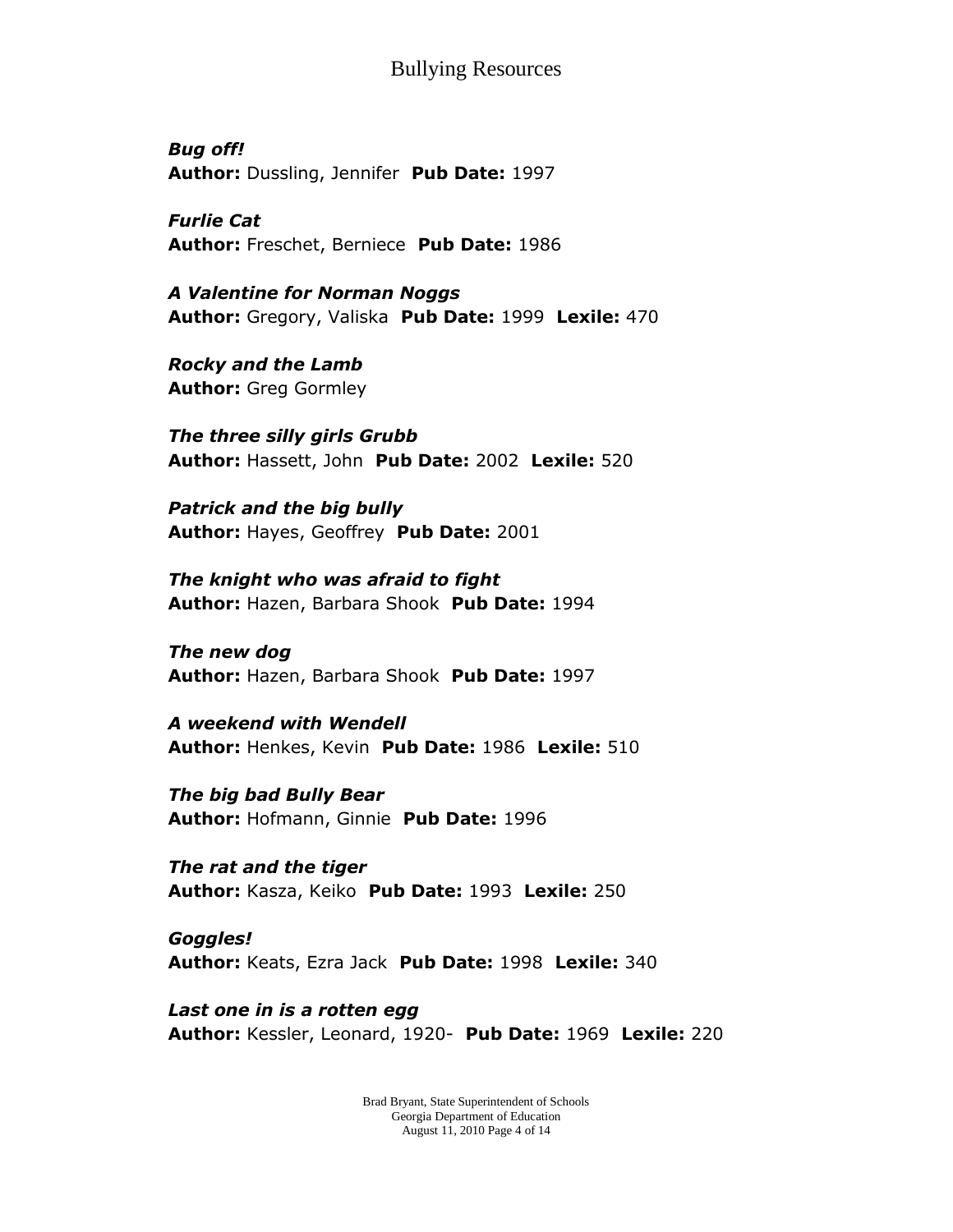***Bug off!***
**Author:** Dussling, Jennifer **Pub Date:** 1997

***Furlie Cat***
**Author:** Freschet, Berniece **Pub Date:** 1986

***A Valentine for Norman Noggs***
**Author:** Gregory, Valiska **Pub Date:** 1999 **Lexile:** 470

***Rocky and the Lamb***
**Author:** Greg Gormley

***The three silly girls Grubb***
**Author:** Hassett, John **Pub Date:** 2002 **Lexile:** 520

***Patrick and the big bully***
**Author:** Hayes, Geoffrey **Pub Date:** 2001

***The knight who was afraid to fight***
**Author:** Hazen, Barbara Shook **Pub Date:** 1994

***The new dog***
**Author:** Hazen, Barbara Shook **Pub Date:** 1997

***A weekend with Wendell***
**Author:** Henkes, Kevin **Pub Date:** 1986 **Lexile:** 510

***The big bad Bully Bear***
**Author:** Hofmann, Ginnie **Pub Date:** 1996

***The rat and the tiger***
**Author:** Kasza, Keiko **Pub Date:** 1993 **Lexile:** 250

***Goggles!***
**Author:** Keats, Ezra Jack **Pub Date:** 1998 **Lexile:** 340

***Last one in is a rotten egg***
**Author:** Kessler, Leonard, 1920- **Pub Date:** 1969 **Lexile:** 220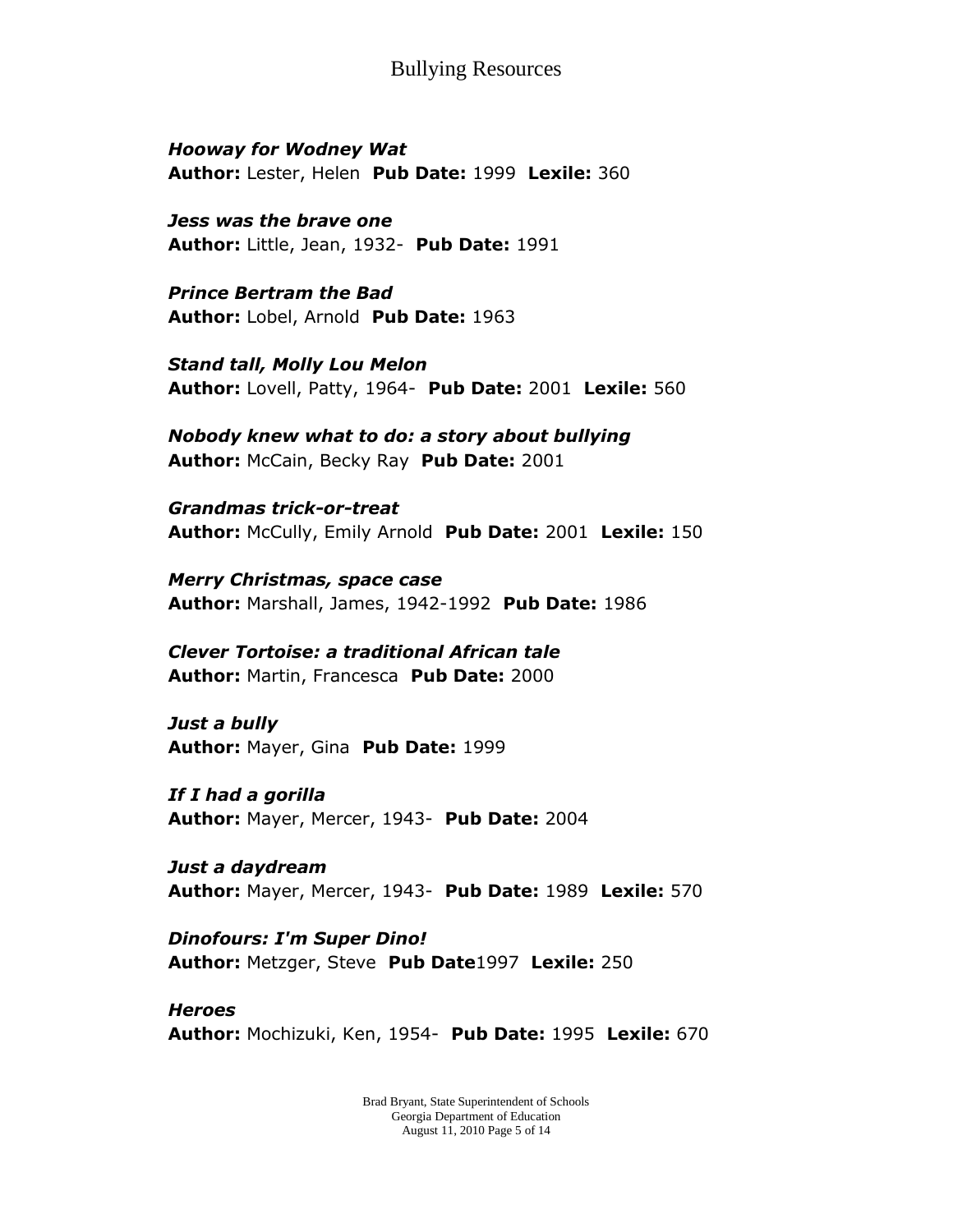***Hooway for Wodney Wat***
**Author:** Lester, Helen **Pub Date:** 1999 **Lexile:** 360

***Jess was the brave one***
**Author:** Little, Jean, 1932- **Pub Date:** 1991

***Prince Bertram the Bad***
**Author:** Lobel, Arnold **Pub Date:** 1963

***Stand tall, Molly Lou Melon***
**Author:** Lovell, Patty, 1964- **Pub Date:** 2001 **Lexile:** 560

***Nobody knew what to do: a story about bullying***
**Author:** McCain, Becky Ray **Pub Date:** 2001

***Grandmas trick-or-treat***
**Author:** McCully, Emily Arnold **Pub Date:** 2001 **Lexile:** 150

***Merry Christmas, space case***
**Author:** Marshall, James, 1942-1992 **Pub Date:** 1986

***Clever Tortoise: a traditional African tale***
**Author:** Martin, Francesca **Pub Date:** 2000

***Just a bully***
**Author:** Mayer, Gina **Pub Date:** 1999

***If I had a gorilla***
**Author:** Mayer, Mercer, 1943- **Pub Date:** 2004

***Just a daydream***
**Author:** Mayer, Mercer, 1943- **Pub Date:** 1989 **Lexile:** 570

***Dinofours: I'm Super Dino!***
**Author:** Metzger, Steve **Pub Date**1997 **Lexile:** 250

***Heroes***
**Author:** Mochizuki, Ken, 1954- **Pub Date:** 1995 **Lexile:** 670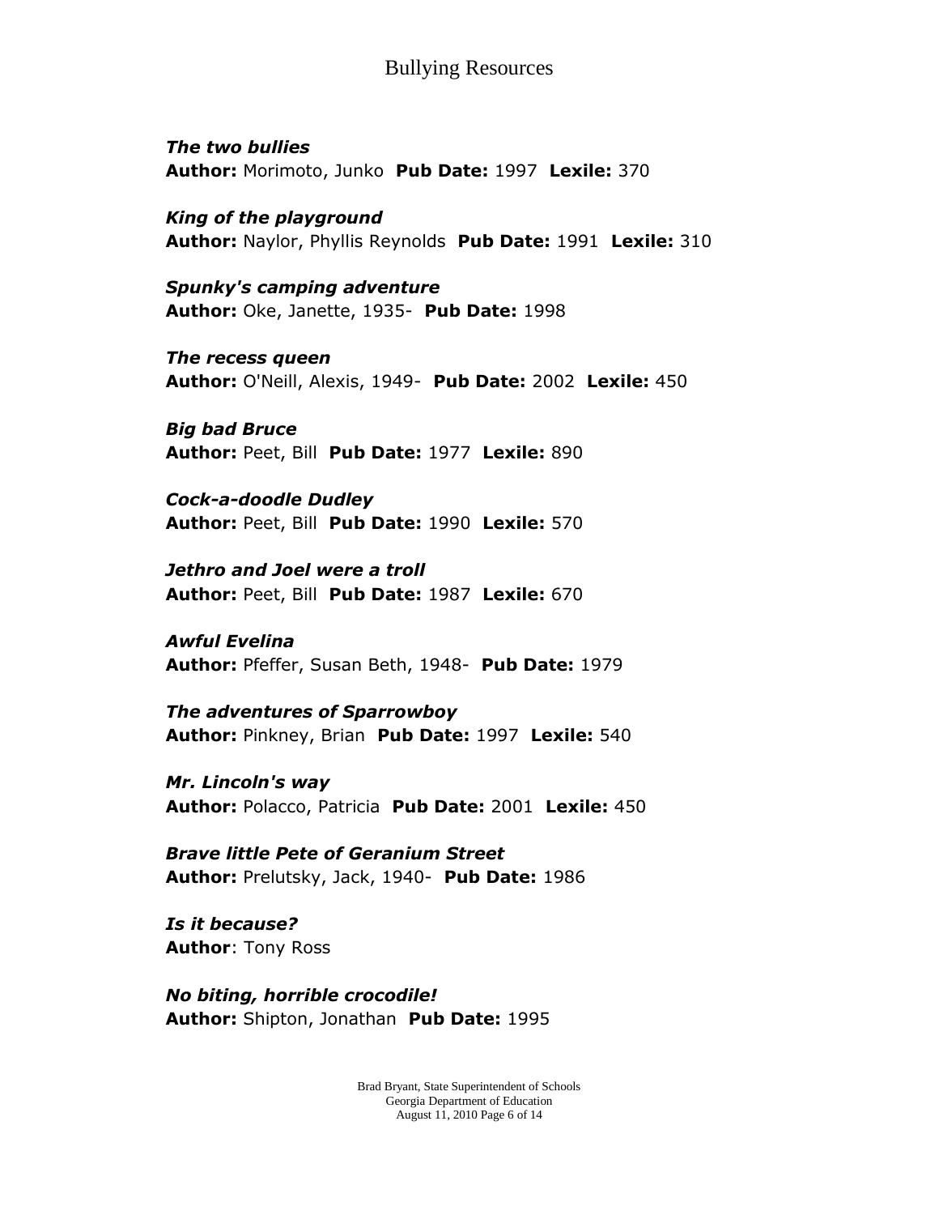***The two bullies***
**Author:** Morimoto, Junko **Pub Date:** 1997 **Lexile:** 370

***King of the playground***
**Author:** Naylor, Phyllis Reynolds **Pub Date:** 1991 **Lexile:** 310

***Spunky's camping adventure***
**Author:** Oke, Janette, 1935- **Pub Date:** 1998

***The recess queen***
**Author:** O'Neill, Alexis, 1949- **Pub Date:** 2002 **Lexile:** 450

***Big bad Bruce***
**Author:** Peet, Bill **Pub Date:** 1977 **Lexile:** 890

***Cock-a-doodle Dudley***
**Author:** Peet, Bill **Pub Date:** 1990 **Lexile:** 570

***Jethro and Joel were a troll***
**Author:** Peet, Bill **Pub Date:** 1987 **Lexile:** 670

***Awful Evelina***
**Author:** Pfeffer, Susan Beth, 1948- **Pub Date:** 1979

***The adventures of Sparrowboy***
**Author:** Pinkney, Brian **Pub Date:** 1997 **Lexile:** 540

***Mr. Lincoln's way***
**Author:** Polacco, Patricia **Pub Date:** 2001 **Lexile:** 450

***Brave little Pete of Geranium Street***
**Author:** Prelutsky, Jack, 1940- **Pub Date:** 1986

***Is it because?***
**Author**: Tony Ross

***No biting, horrible crocodile!***
**Author:** Shipton, Jonathan **Pub Date:** 1995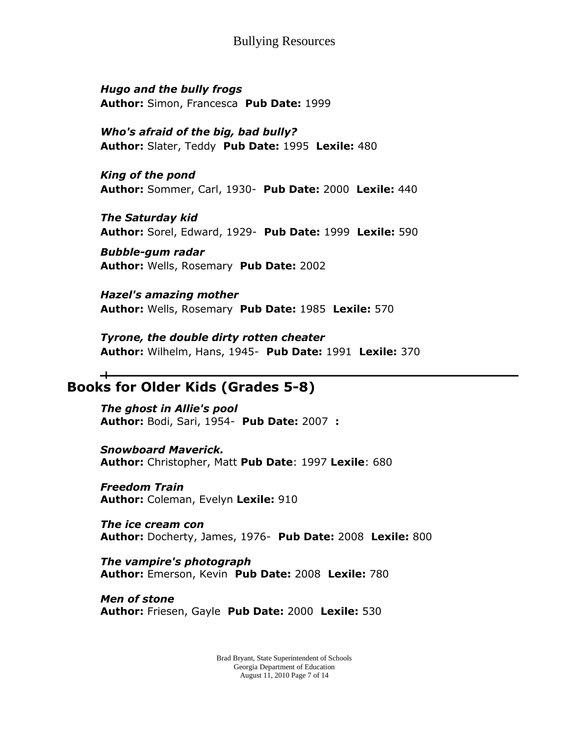***Hugo and the bully frogs***
**Author:** Simon, Francesca **Pub Date:** 1999

***Who's afraid of the big, bad bully?***
**Author:** Slater, Teddy **Pub Date:** 1995 **Lexile:** 480

***King of the pond***
**Author:** Sommer, Carl, 1930- **Pub Date:** 2000 **Lexile:** 440

***The Saturday kid***
**Author:** Sorel, Edward, 1929- **Pub Date:** 1999 **Lexile:** 590

***Bubble-gum radar***
**Author:** Wells, Rosemary **Pub Date:** 2002

***Hazel's amazing mother***
**Author:** Wells, Rosemary **Pub Date:** 1985 **Lexile:** 570

***Tyrone, the double dirty rotten cheater***
**Author:** Wilhelm, Hans, 1945- **Pub Date:** 1991 **Lexile:** 370

## Books for Older Kids (Grades 5-8)

***The ghost in Allie's pool***
**Author:** Bodi, Sari, 1954- **Pub Date:** 2007 **:**

***Snowboard Maverick.***
**Author:** Christopher, Matt **Pub Date**: 1997 **Lexile**: 680

***Freedom Train***
**Author:** Coleman, Evelyn **Lexile:** 910

***The ice cream con***
**Author:** Docherty, James, 1976- **Pub Date:** 2008 **Lexile:** 800

***The vampire's photograph***
**Author:** Emerson, Kevin **Pub Date:** 2008 **Lexile:** 780

***Men of stone***
**Author:** Friesen, Gayle **Pub Date:** 2000 **Lexile:** 530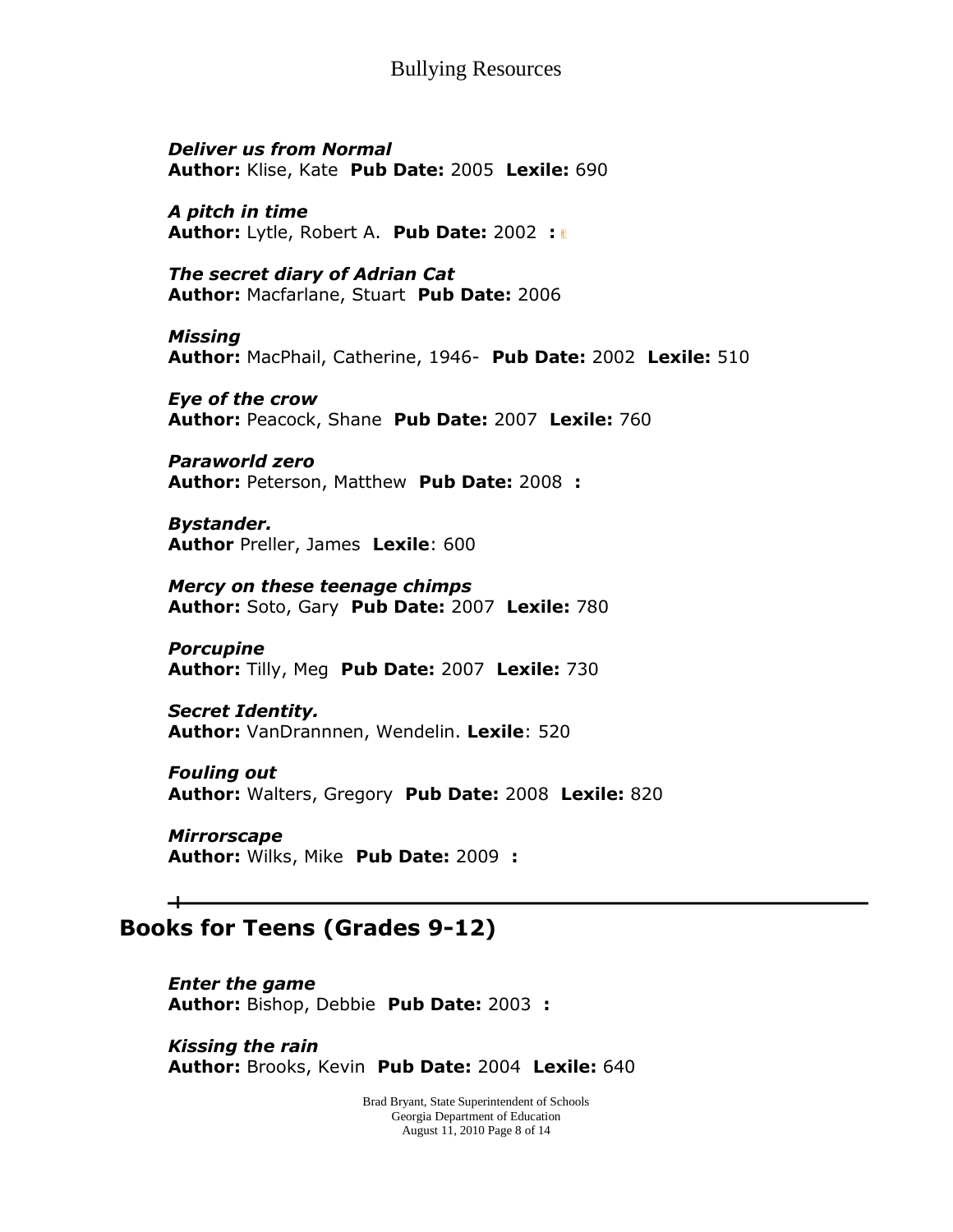***Deliver us from Normal***
**Author:** Klise, Kate **Pub Date:** 2005 **Lexile:** 690

***A pitch in time***
**Author:** Lytle, Robert A. **Pub Date:** 2002 **:**

***The secret diary of Adrian Cat***
**Author:** Macfarlane, Stuart **Pub Date:** 2006

***Missing***
**Author:** MacPhail, Catherine, 1946- **Pub Date:** 2002 **Lexile:** 510

***Eye of the crow***
**Author:** Peacock, Shane **Pub Date:** 2007 **Lexile:** 760

***Paraworld zero***
**Author:** Peterson, Matthew **Pub Date:** 2008 **:**

***Bystander.***
**Author** Preller, James **Lexile**: 600

***Mercy on these teenage chimps***
**Author:** Soto, Gary **Pub Date:** 2007 **Lexile:** 780

***Porcupine***
**Author:** Tilly, Meg **Pub Date:** 2007 **Lexile:** 730

***Secret Identity.***
**Author:** VanDrannnen, Wendelin. **Lexile**: 520

***Fouling out***
**Author:** Walters, Gregory **Pub Date:** 2008 **Lexile:** 820

***Mirrorscape***
**Author:** Wilks, Mike **Pub Date:** 2009 **:**

---

## Books for Teens (Grades 9-12)

***Enter the game***
**Author:** Bishop, Debbie **Pub Date:** 2003 **:**

***Kissing the rain***
**Author:** Brooks, Kevin **Pub Date:** 2004 **Lexile:** 640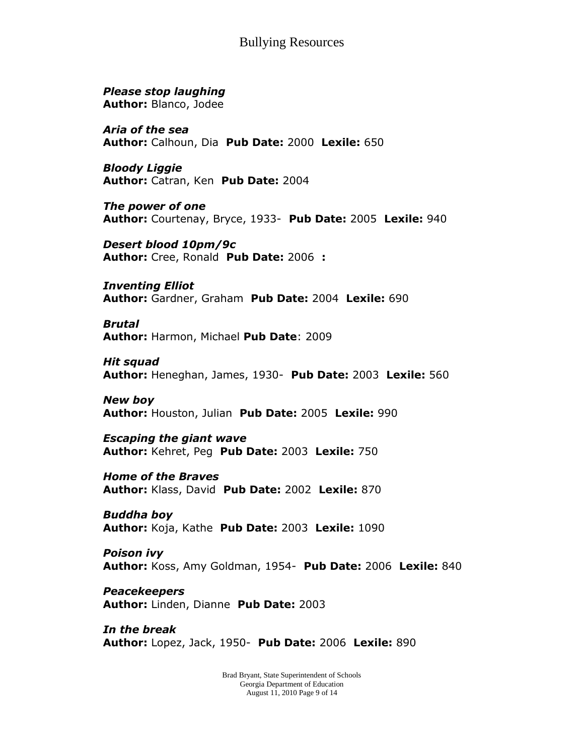***Please stop laughing***
**Author:** Blanco, Jodee

***Aria of the sea***
**Author:** Calhoun, Dia **Pub Date:** 2000 **Lexile:** 650

***Bloody Liggie***
**Author:** Catran, Ken **Pub Date:** 2004

***The power of one***
**Author:** Courtenay, Bryce, 1933- **Pub Date:** 2005 **Lexile:** 940

***Desert blood 10pm/9c***
**Author:** Cree, Ronald **Pub Date:** 2006 **:**

***Inventing Elliot***
**Author:** Gardner, Graham **Pub Date:** 2004 **Lexile:** 690

***Brutal***
**Author:** Harmon, Michael **Pub Date**: 2009

***Hit squad***
**Author:** Heneghan, James, 1930- **Pub Date:** 2003 **Lexile:** 560

***New boy***
**Author:** Houston, Julian **Pub Date:** 2005 **Lexile:** 990

***Escaping the giant wave***
**Author:** Kehret, Peg **Pub Date:** 2003 **Lexile:** 750

***Home of the Braves***
**Author:** Klass, David **Pub Date:** 2002 **Lexile:** 870

***Buddha boy***
**Author:** Koja, Kathe **Pub Date:** 2003 **Lexile:** 1090

***Poison ivy***
**Author:** Koss, Amy Goldman, 1954- **Pub Date:** 2006 **Lexile:** 840

***Peacekeepers***
**Author:** Linden, Dianne **Pub Date:** 2003

***In the break***
**Author:** Lopez, Jack, 1950- **Pub Date:** 2006 **Lexile:** 890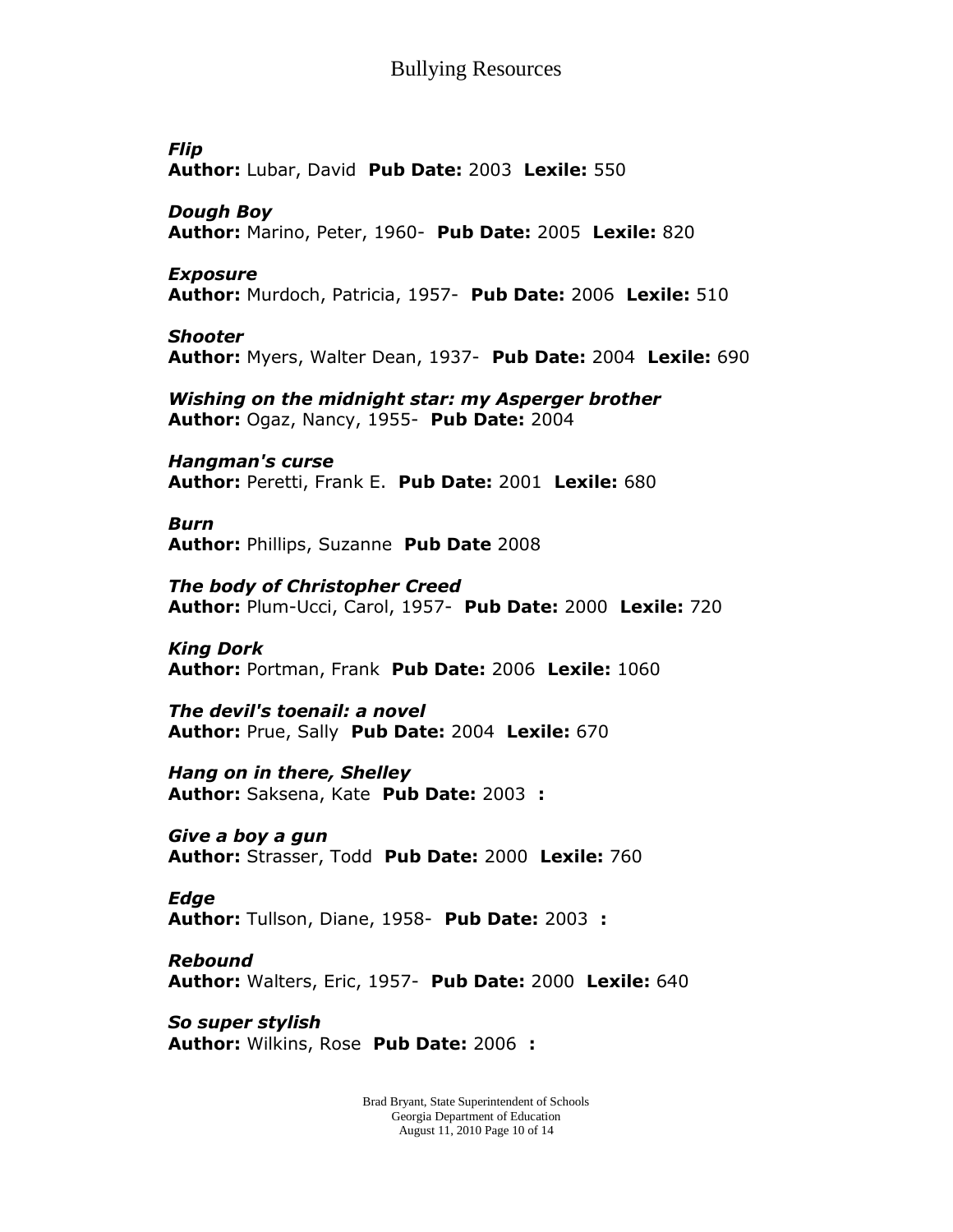***Flip***
**Author:** Lubar, David  **Pub Date:** 2003  **Lexile:** 550

***Dough Boy***
**Author:** Marino, Peter, 1960-  **Pub Date:** 2005  **Lexile:** 820

***Exposure***
**Author:** Murdoch, Patricia, 1957-  **Pub Date:** 2006  **Lexile:** 510

***Shooter***
**Author:** Myers, Walter Dean, 1937-  **Pub Date:** 2004  **Lexile:** 690

***Wishing on the midnight star: my Asperger brother***
**Author:** Ogaz, Nancy, 1955-  **Pub Date:** 2004

***Hangman's curse***
**Author:** Peretti, Frank E.  **Pub Date:** 2001  **Lexile:** 680

***Burn***
**Author:** Phillips, Suzanne  **Pub Date** 2008

***The body of Christopher Creed***
**Author:** Plum-Ucci, Carol, 1957-  **Pub Date:** 2000  **Lexile:** 720

***King Dork***
**Author:** Portman, Frank  **Pub Date:** 2006  **Lexile:** 1060

***The devil's toenail: a novel***
**Author:** Prue, Sally  **Pub Date:** 2004  **Lexile:** 670

***Hang on in there, Shelley***
**Author:** Saksena, Kate  **Pub Date:** 2003  **:**

***Give a boy a gun***
**Author:** Strasser, Todd  **Pub Date:** 2000  **Lexile:** 760

***Edge***
**Author:** Tullson, Diane, 1958-  **Pub Date:** 2003  **:**

***Rebound***
**Author:** Walters, Eric, 1957-  **Pub Date:** 2000  **Lexile:** 640

***So super stylish***
**Author:** Wilkins, Rose  **Pub Date:** 2006  **:**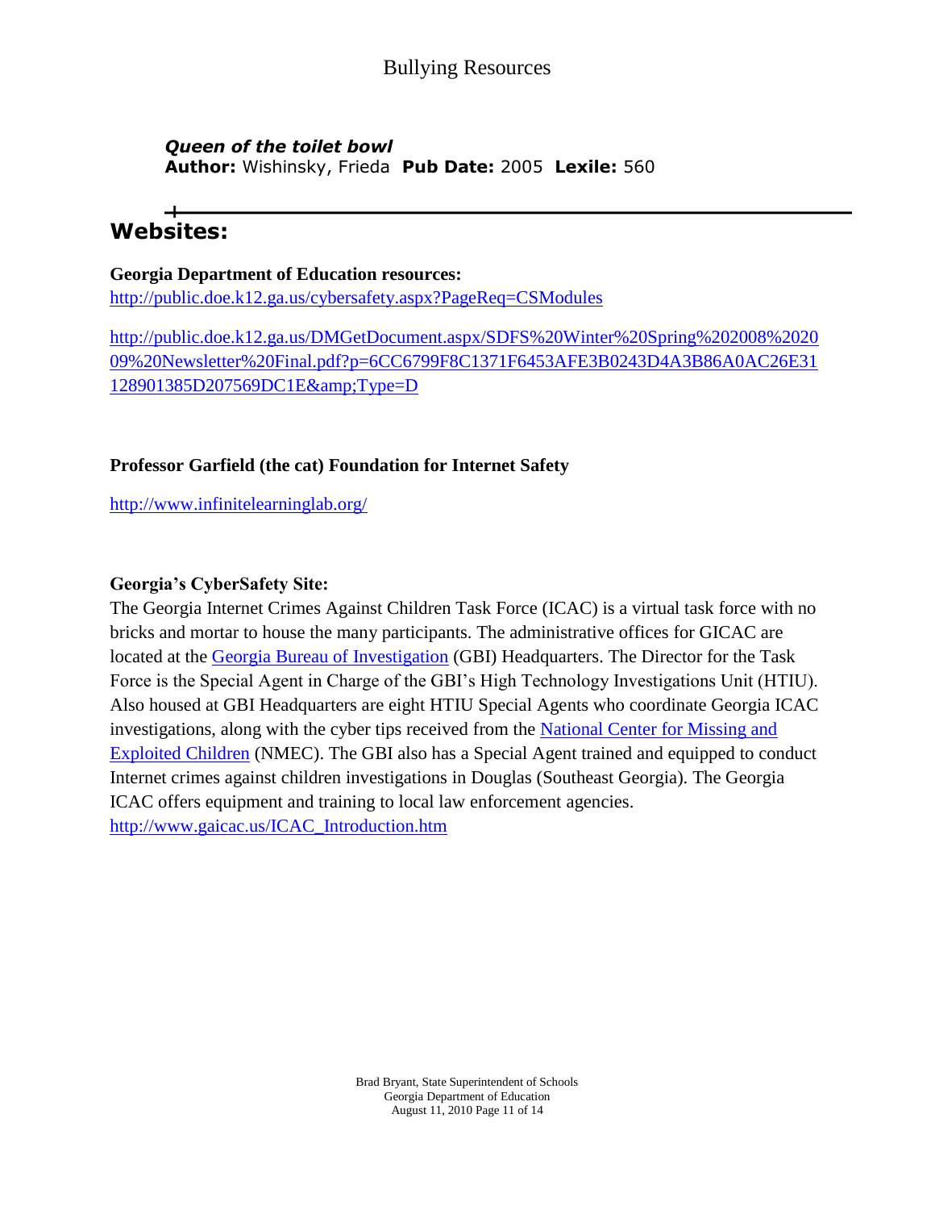***Queen of the toilet bowl***
**Author:** Wishinsky, Frieda **Pub Date:** 2005 **Lexile:** 560

---

## Websites:

**Georgia Department of Education resources:**
[http://public.doe.k12.ga.us/cybersafety.aspx?PageReq=CSModules](http://public.doe.k12.ga.us/cybersafety.aspx?PageReq=CSModules)

[http://public.doe.k12.ga.us/DMGetDocument.aspx/SDFS%20Winter%20Spring%202008%202009%20Newsletter%20Final.pdf?p=6CC6799F8C1371F6453AFE3B0243D4A3B86A0AC26E31128901385D207569DC1E&amp;Type=D](http://public.doe.k12.ga.us/DMGetDocument.aspx/SDFS%20Winter%20Spring%202008%202009%20Newsletter%20Final.pdf?p=6CC6799F8C1371F6453AFE3B0243D4A3B86A0AC26E31128901385D207569DC1E&amp;Type=D)

**Professor Garfield (the cat) Foundation for Internet Safety**

[http://www.infinitelearninglab.org/](http://www.infinitelearninglab.org/)

**Georgia's CyberSafety Site:**
The Georgia Internet Crimes Against Children Task Force (ICAC) is a virtual task force with no bricks and mortar to house the many participants. The administrative offices for GICAC are located at the Georgia Bureau of Investigation (GBI) Headquarters. The Director for the Task Force is the Special Agent in Charge of the GBI's High Technology Investigations Unit (HTIU). Also housed at GBI Headquarters are eight HTIU Special Agents who coordinate Georgia ICAC investigations, along with the cyber tips received from the National Center for Missing and Exploited Children (NMEC). The GBI also has a Special Agent trained and equipped to conduct Internet crimes against children investigations in Douglas (Southeast Georgia). The Georgia ICAC offers equipment and training to local law enforcement agencies.
[http://www.gaicac.us/ICAC_Introduction.htm](http://www.gaicac.us/ICAC_Introduction.htm)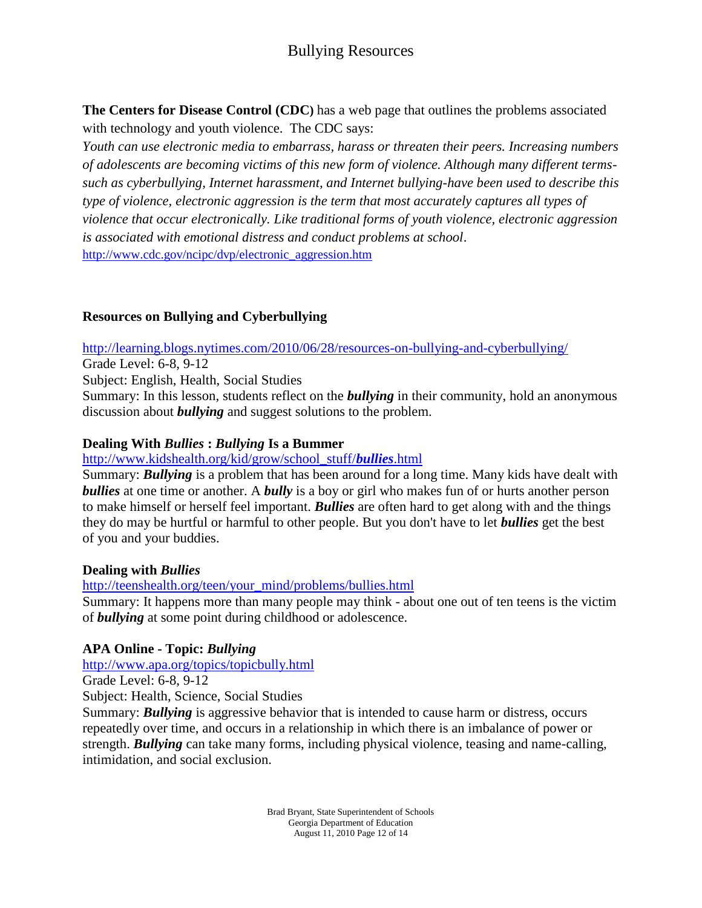# Bullying Resources

**The Centers for Disease Control (CDC)** has a web page that outlines the problems associated with technology and youth violence. The CDC says:

*Youth can use electronic media to embarrass, harass or threaten their peers. Increasing numbers of adolescents are becoming victims of this new form of violence. Although many different terms-such as cyberbullying, Internet harassment, and Internet bullying-have been used to describe this type of violence, electronic aggression is the term that most accurately captures all types of violence that occur electronically. Like traditional forms of youth violence, electronic aggression is associated with emotional distress and conduct problems at school*.

http://www.cdc.gov/ncipc/dvp/electronic_aggression.htm

**Resources on Bullying and Cyberbullying**

http://learning.blogs.nytimes.com/2010/06/28/resources-on-bullying-and-cyberbullying/

Grade Level: 6-8, 9-12

Subject: English, Health, Social Studies

Summary: In this lesson, students reflect on the ***bullying*** in their community, hold an anonymous discussion about ***bullying*** and suggest solutions to the problem.

**Dealing With *Bullies* : *Bullying* Is a Bummer**

http://www.kidshealth.org/kid/grow/school_stuff/***bullies***.html

Summary: ***Bullying*** is a problem that has been around for a long time. Many kids have dealt with ***bullies*** at one time or another. A ***bully*** is a boy or girl who makes fun of or hurts another person to make himself or herself feel important. ***Bullies*** are often hard to get along with and the things they do may be hurtful or harmful to other people. But you don't have to let ***bullies*** get the best of you and your buddies.

**Dealing with *Bullies***

http://teenshealth.org/teen/your_mind/problems/bullies.html

Summary: It happens more than many people may think - about one out of ten teens is the victim of ***bullying*** at some point during childhood or adolescence.

**APA Online - Topic: *Bullying***

http://www.apa.org/topics/topicbully.html

Grade Level: 6-8, 9-12

Subject: Health, Science, Social Studies

Summary: ***Bullying*** is aggressive behavior that is intended to cause harm or distress, occurs repeatedly over time, and occurs in a relationship in which there is an imbalance of power or strength. ***Bullying*** can take many forms, including physical violence, teasing and name-calling, intimidation, and social exclusion.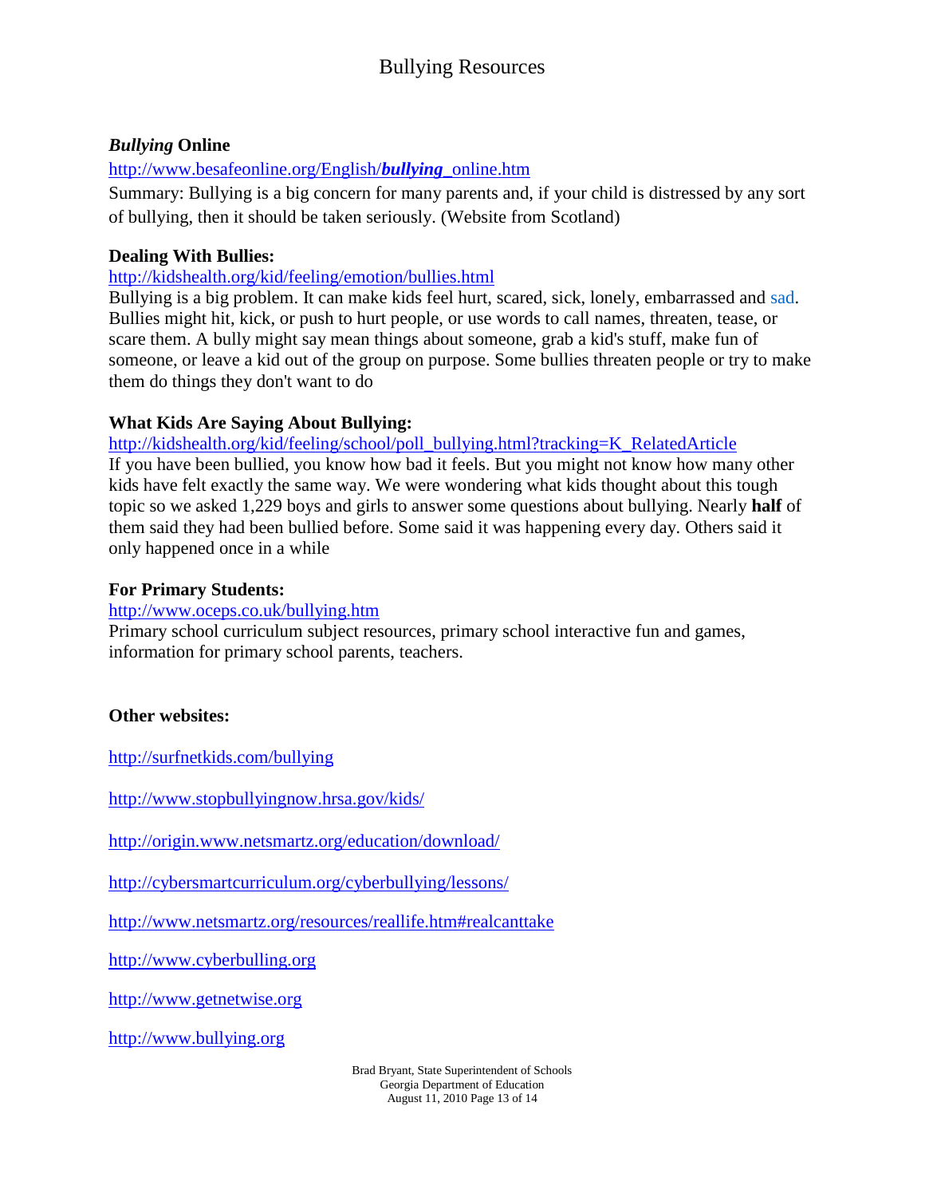# Bullying Resources

***Bullying* Online**

http://www.besafeonline.org/English/bullying_online.htm

Summary: Bullying is a big concern for many parents and, if your child is distressed by any sort of bullying, then it should be taken seriously. (Website from Scotland)

**Dealing With Bullies:**

http://kidshealth.org/kid/feeling/emotion/bullies.html

Bullying is a big problem. It can make kids feel hurt, scared, sick, lonely, embarrassed and sad. Bullies might hit, kick, or push to hurt people, or use words to call names, threaten, tease, or scare them. A bully might say mean things about someone, grab a kid's stuff, make fun of someone, or leave a kid out of the group on purpose. Some bullies threaten people or try to make them do things they don't want to do

**What Kids Are Saying About Bullying:**

http://kidshealth.org/kid/feeling/school/poll_bullying.html?tracking=K_RelatedArticle

If you have been bullied, you know how bad it feels. But you might not know how many other kids have felt exactly the same way. We were wondering what kids thought about this tough topic so we asked 1,229 boys and girls to answer some questions about bullying. Nearly **half** of them said they had been bullied before. Some said it was happening every day. Others said it only happened once in a while

**For Primary Students:**

http://www.oceps.co.uk/bullying.htm

Primary school curriculum subject resources, primary school interactive fun and games, information for primary school parents, teachers.

**Other websites:**

http://surfnetkids.com/bullying

http://www.stopbullyingnow.hrsa.gov/kids/

http://origin.www.netsmartz.org/education/download/

http://cybersmartcurriculum.org/cyberbullying/lessons/

http://www.netsmartz.org/resources/reallife.htm#realcanttake

http://www.cyberbulling.org

http://www.getnetwise.org

http://www.bullying.org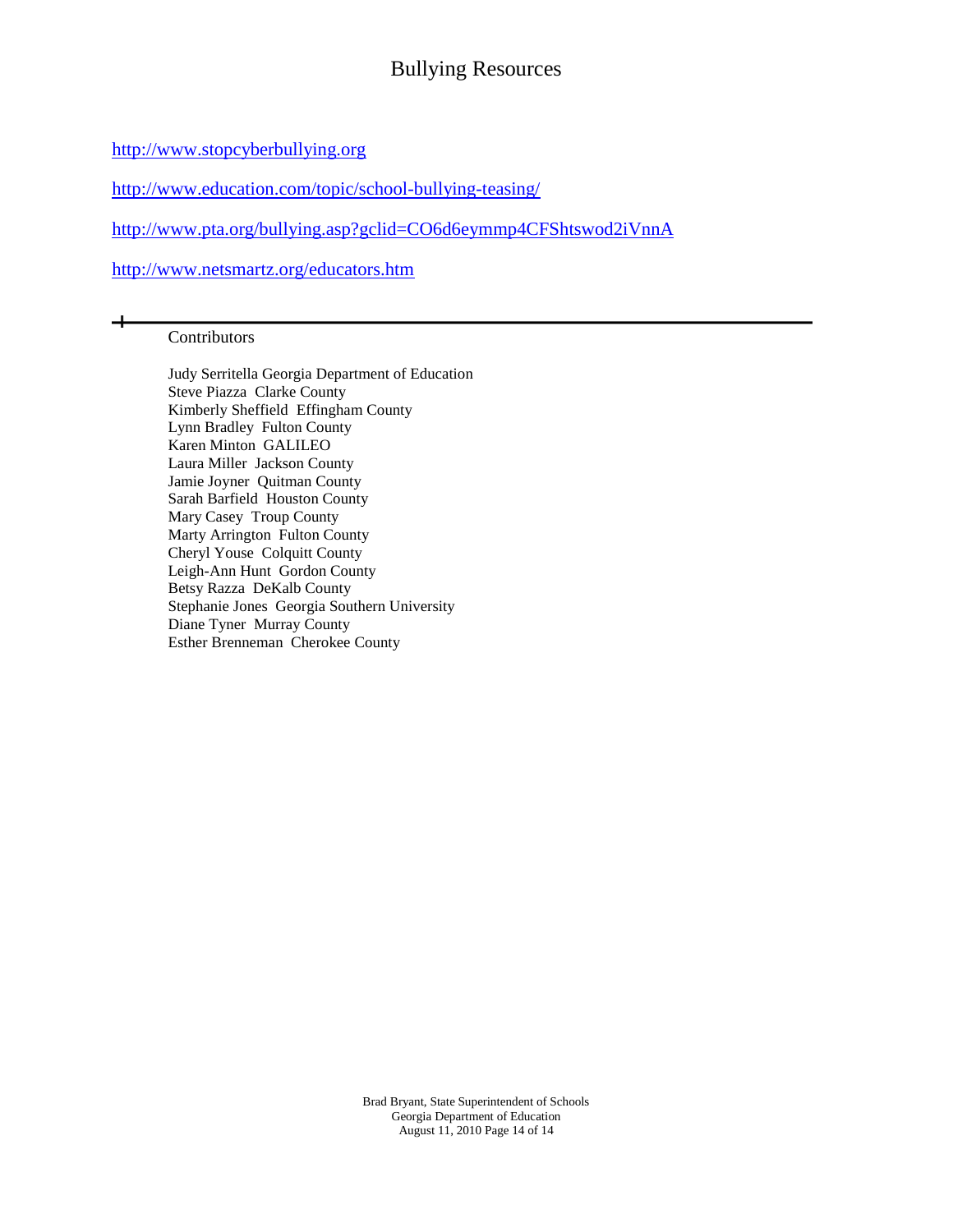# Bullying Resources

http://www.stopcyberbullying.org

http://www.education.com/topic/school-bullying-teasing/

http://www.pta.org/bullying.asp?gclid=CO6d6eymmp4CFShtswod2iVnnA

http://www.netsmartz.org/educators.htm

---

Contributors

Judy Serritella Georgia Department of Education
Steve Piazza Clarke County
Kimberly Sheffield Effingham County
Lynn Bradley Fulton County
Karen Minton GALILEO
Laura Miller Jackson County
Jamie Joyner Quitman County
Sarah Barfield Houston County
Mary Casey Troup County
Marty Arrington Fulton County
Cheryl Youse Colquitt County
Leigh-Ann Hunt Gordon County
Betsy Razza DeKalb County
Stephanie Jones Georgia Southern University
Diane Tyner Murray County
Esther Brenneman Cherokee County